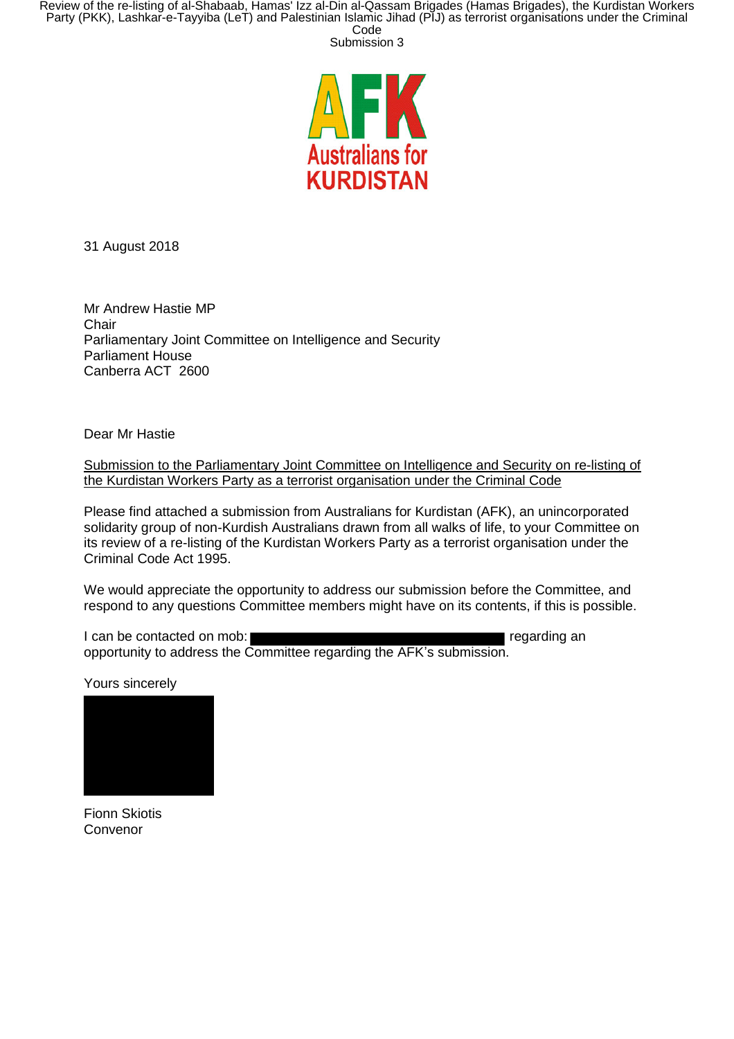AFK

Australians for KURDISTAN

31 August 2018

Mr Andrew Hastie MP
Chair
Parliamentary Joint Committee on Intelligence and Security
Parliament House
Canberra ACT  2600

Dear Mr Hastie

Submission to the Parliamentary Joint Committee on Intelligence and Security on re-listing of the Kurdistan Workers Party as a terrorist organisation under the Criminal Code

Please find attached a submission from Australians for Kurdistan (AFK), an unincorporated solidarity group of non-Kurdish Australians drawn from all walks of life, to your Committee on its review of a re-listing of the Kurdistan Workers Party as a terrorist organisation under the Criminal Code Act 1995.

We would appreciate the opportunity to address our submission before the Committee, and respond to any questions Committee members might have on its contents, if this is possible.

I can be contacted on mob: ██████████ regarding an opportunity to address the Committee regarding the AFK's submission.

Yours sincerely

██████████

Fionn Skiotis
Convenor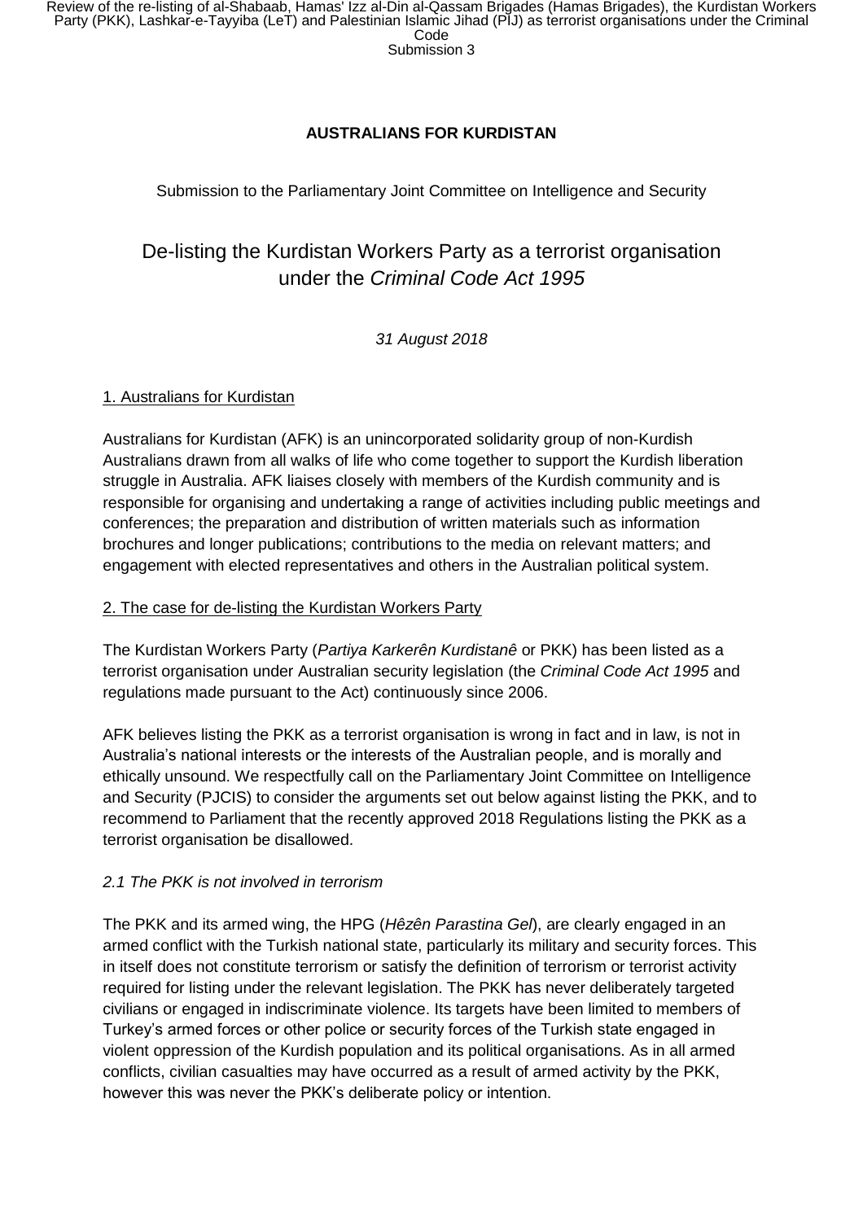**AUSTRALIANS FOR KURDISTAN**

Submission to the Parliamentary Joint Committee on Intelligence and Security

# De-listing the Kurdistan Workers Party as a terrorist organisation under the *Criminal Code Act 1995*

*31 August 2018*

## 1. Australians for Kurdistan

Australians for Kurdistan (AFK) is an unincorporated solidarity group of non-Kurdish Australians drawn from all walks of life who come together to support the Kurdish liberation struggle in Australia. AFK liaises closely with members of the Kurdish community and is responsible for organising and undertaking a range of activities including public meetings and conferences; the preparation and distribution of written materials such as information brochures and longer publications; contributions to the media on relevant matters; and engagement with elected representatives and others in the Australian political system.

## 2. The case for de-listing the Kurdistan Workers Party

The Kurdistan Workers Party (*Partiya Karkerên Kurdistanê* or PKK) has been listed as a terrorist organisation under Australian security legislation (the *Criminal Code Act 1995* and regulations made pursuant to the Act) continuously since 2006.

AFK believes listing the PKK as a terrorist organisation is wrong in fact and in law, is not in Australia's national interests or the interests of the Australian people, and is morally and ethically unsound. We respectfully call on the Parliamentary Joint Committee on Intelligence and Security (PJCIS) to consider the arguments set out below against listing the PKK, and to recommend to Parliament that the recently approved 2018 Regulations listing the PKK as a terrorist organisation be disallowed.

### *2.1 The PKK is not involved in terrorism*

The PKK and its armed wing, the HPG (*Hêzên Parastina Gel*), are clearly engaged in an armed conflict with the Turkish national state, particularly its military and security forces. This in itself does not constitute terrorism or satisfy the definition of terrorism or terrorist activity required for listing under the relevant legislation. The PKK has never deliberately targeted civilians or engaged in indiscriminate violence. Its targets have been limited to members of Turkey's armed forces or other police or security forces of the Turkish state engaged in violent oppression of the Kurdish population and its political organisations. As in all armed conflicts, civilian casualties may have occurred as a result of armed activity by the PKK, however this was never the PKK's deliberate policy or intention.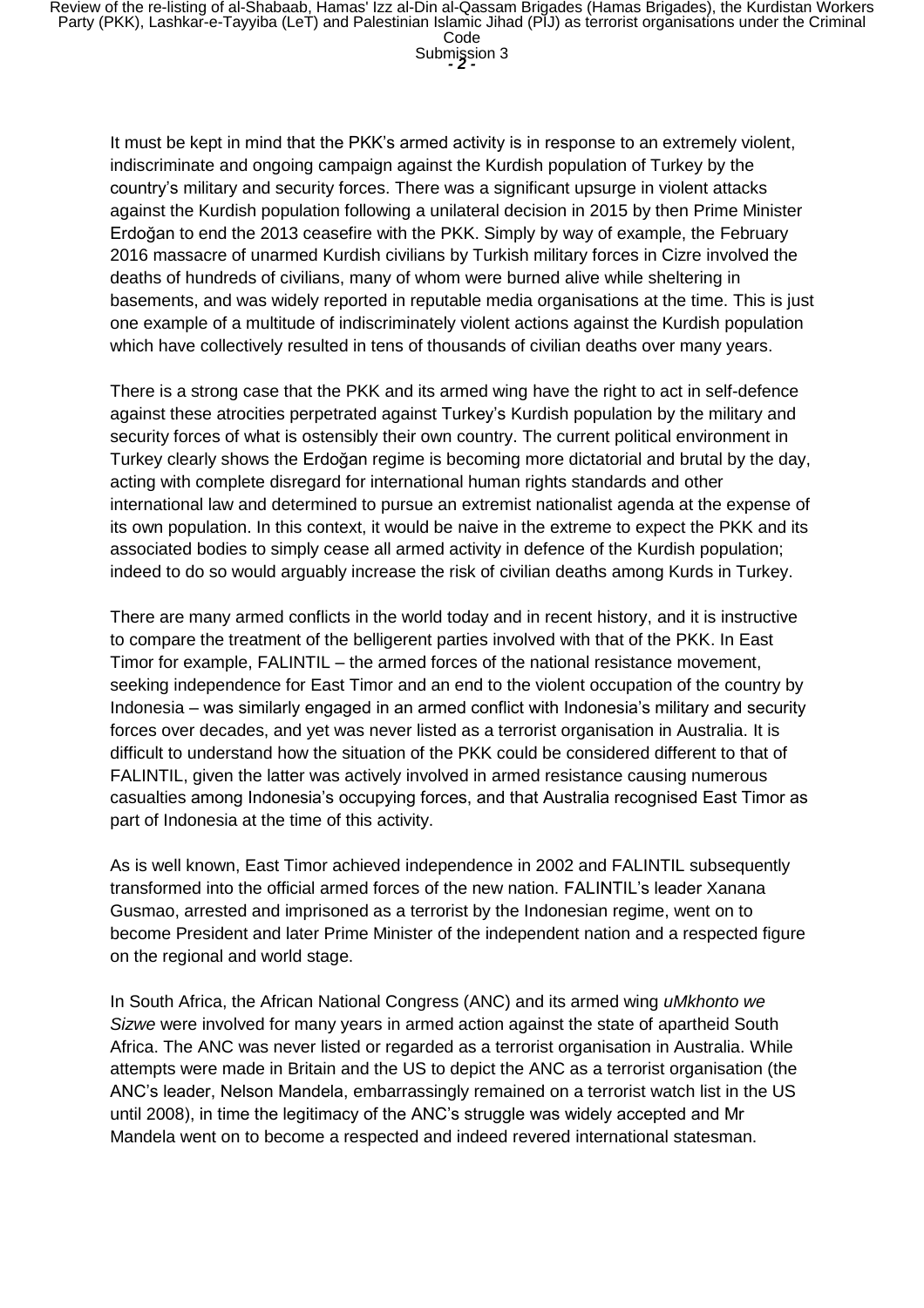It must be kept in mind that the PKK's armed activity is in response to an extremely violent, indiscriminate and ongoing campaign against the Kurdish population of Turkey by the country's military and security forces. There was a significant upsurge in violent attacks against the Kurdish population following a unilateral decision in 2015 by then Prime Minister Erdoğan to end the 2013 ceasefire with the PKK. Simply by way of example, the February 2016 massacre of unarmed Kurdish civilians by Turkish military forces in Cizre involved the deaths of hundreds of civilians, many of whom were burned alive while sheltering in basements, and was widely reported in reputable media organisations at the time. This is just one example of a multitude of indiscriminately violent actions against the Kurdish population which have collectively resulted in tens of thousands of civilian deaths over many years.

There is a strong case that the PKK and its armed wing have the right to act in self-defence against these atrocities perpetrated against Turkey's Kurdish population by the military and security forces of what is ostensibly their own country. The current political environment in Turkey clearly shows the Erdoğan regime is becoming more dictatorial and brutal by the day, acting with complete disregard for international human rights standards and other international law and determined to pursue an extremist nationalist agenda at the expense of its own population. In this context, it would be naive in the extreme to expect the PKK and its associated bodies to simply cease all armed activity in defence of the Kurdish population; indeed to do so would arguably increase the risk of civilian deaths among Kurds in Turkey.

There are many armed conflicts in the world today and in recent history, and it is instructive to compare the treatment of the belligerent parties involved with that of the PKK. In East Timor for example, FALINTIL – the armed forces of the national resistance movement, seeking independence for East Timor and an end to the violent occupation of the country by Indonesia – was similarly engaged in an armed conflict with Indonesia's military and security forces over decades, and yet was never listed as a terrorist organisation in Australia. It is difficult to understand how the situation of the PKK could be considered different to that of FALINTIL, given the latter was actively involved in armed resistance causing numerous casualties among Indonesia's occupying forces, and that Australia recognised East Timor as part of Indonesia at the time of this activity.

As is well known, East Timor achieved independence in 2002 and FALINTIL subsequently transformed into the official armed forces of the new nation. FALINTIL's leader Xanana Gusmao, arrested and imprisoned as a terrorist by the Indonesian regime, went on to become President and later Prime Minister of the independent nation and a respected figure on the regional and world stage.

In South Africa, the African National Congress (ANC) and its armed wing *uMkhonto we Sizwe* were involved for many years in armed action against the state of apartheid South Africa. The ANC was never listed or regarded as a terrorist organisation in Australia. While attempts were made in Britain and the US to depict the ANC as a terrorist organisation (the ANC's leader, Nelson Mandela, embarrassingly remained on a terrorist watch list in the US until 2008), in time the legitimacy of the ANC's struggle was widely accepted and Mr Mandela went on to become a respected and indeed revered international statesman.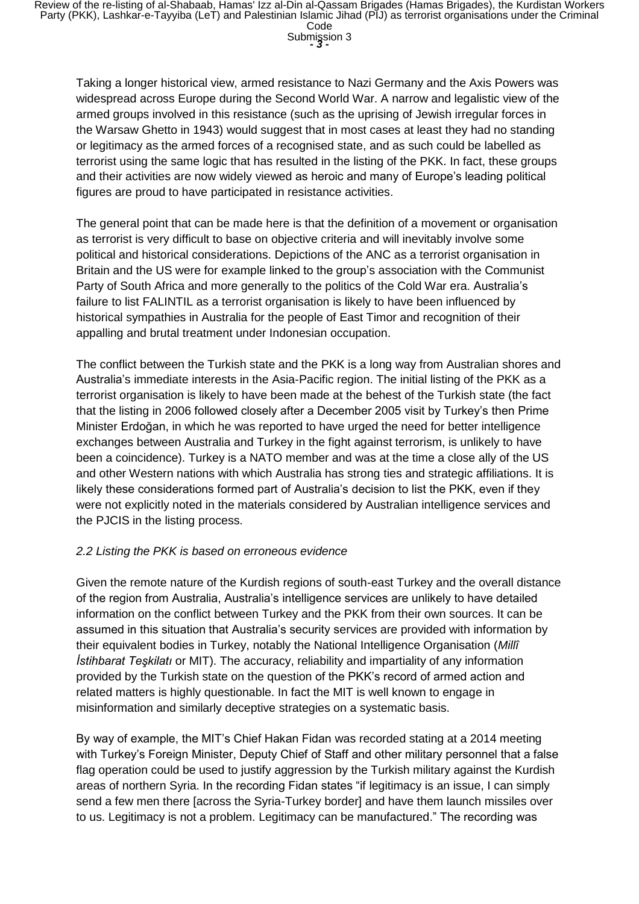Taking a longer historical view, armed resistance to Nazi Germany and the Axis Powers was widespread across Europe during the Second World War. A narrow and legalistic view of the armed groups involved in this resistance (such as the uprising of Jewish irregular forces in the Warsaw Ghetto in 1943) would suggest that in most cases at least they had no standing or legitimacy as the armed forces of a recognised state, and as such could be labelled as terrorist using the same logic that has resulted in the listing of the PKK. In fact, these groups and their activities are now widely viewed as heroic and many of Europe's leading political figures are proud to have participated in resistance activities.

The general point that can be made here is that the definition of a movement or organisation as terrorist is very difficult to base on objective criteria and will inevitably involve some political and historical considerations. Depictions of the ANC as a terrorist organisation in Britain and the US were for example linked to the group's association with the Communist Party of South Africa and more generally to the politics of the Cold War era. Australia's failure to list FALINTIL as a terrorist organisation is likely to have been influenced by historical sympathies in Australia for the people of East Timor and recognition of their appalling and brutal treatment under Indonesian occupation.

The conflict between the Turkish state and the PKK is a long way from Australian shores and Australia's immediate interests in the Asia-Pacific region. The initial listing of the PKK as a terrorist organisation is likely to have been made at the behest of the Turkish state (the fact that the listing in 2006 followed closely after a December 2005 visit by Turkey's then Prime Minister Erdoğan, in which he was reported to have urged the need for better intelligence exchanges between Australia and Turkey in the fight against terrorism, is unlikely to have been a coincidence). Turkey is a NATO member and was at the time a close ally of the US and other Western nations with which Australia has strong ties and strategic affiliations. It is likely these considerations formed part of Australia's decision to list the PKK, even if they were not explicitly noted in the materials considered by Australian intelligence services and the PJCIS in the listing process.

### *2.2 Listing the PKK is based on erroneous evidence*

Given the remote nature of the Kurdish regions of south-east Turkey and the overall distance of the region from Australia, Australia's intelligence services are unlikely to have detailed information on the conflict between Turkey and the PKK from their own sources. It can be assumed in this situation that Australia's security services are provided with information by their equivalent bodies in Turkey, notably the National Intelligence Organisation (*Millî İstihbarat Teşkilatı* or MIT). The accuracy, reliability and impartiality of any information provided by the Turkish state on the question of the PKK's record of armed action and related matters is highly questionable. In fact the MIT is well known to engage in misinformation and similarly deceptive strategies on a systematic basis.

By way of example, the MIT's Chief Hakan Fidan was recorded stating at a 2014 meeting with Turkey's Foreign Minister, Deputy Chief of Staff and other military personnel that a false flag operation could be used to justify aggression by the Turkish military against the Kurdish areas of northern Syria. In the recording Fidan states "if legitimacy is an issue, I can simply send a few men there [across the Syria-Turkey border] and have them launch missiles over to us. Legitimacy is not a problem. Legitimacy can be manufactured." The recording was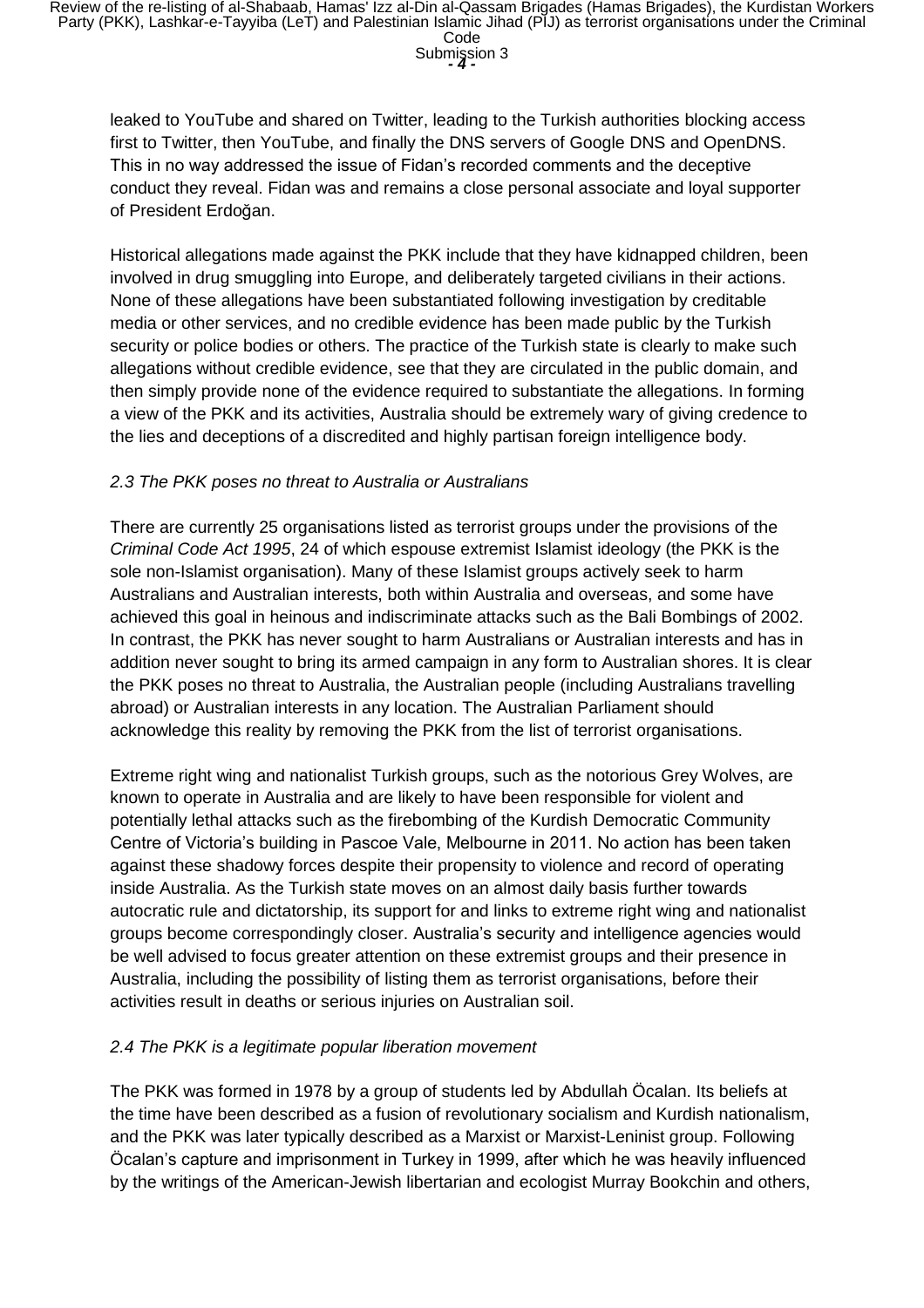leaked to YouTube and shared on Twitter, leading to the Turkish authorities blocking access first to Twitter, then YouTube, and finally the DNS servers of Google DNS and OpenDNS. This in no way addressed the issue of Fidan's recorded comments and the deceptive conduct they reveal. Fidan was and remains a close personal associate and loyal supporter of President Erdoğan.

Historical allegations made against the PKK include that they have kidnapped children, been involved in drug smuggling into Europe, and deliberately targeted civilians in their actions. None of these allegations have been substantiated following investigation by creditable media or other services, and no credible evidence has been made public by the Turkish security or police bodies or others. The practice of the Turkish state is clearly to make such allegations without credible evidence, see that they are circulated in the public domain, and then simply provide none of the evidence required to substantiate the allegations. In forming a view of the PKK and its activities, Australia should be extremely wary of giving credence to the lies and deceptions of a discredited and highly partisan foreign intelligence body.

### *2.3 The PKK poses no threat to Australia or Australians*

There are currently 25 organisations listed as terrorist groups under the provisions of the *Criminal Code Act 1995*, 24 of which espouse extremist Islamist ideology (the PKK is the sole non-Islamist organisation). Many of these Islamist groups actively seek to harm Australians and Australian interests, both within Australia and overseas, and some have achieved this goal in heinous and indiscriminate attacks such as the Bali Bombings of 2002. In contrast, the PKK has never sought to harm Australians or Australian interests and has in addition never sought to bring its armed campaign in any form to Australian shores. It is clear the PKK poses no threat to Australia, the Australian people (including Australians travelling abroad) or Australian interests in any location. The Australian Parliament should acknowledge this reality by removing the PKK from the list of terrorist organisations.

Extreme right wing and nationalist Turkish groups, such as the notorious Grey Wolves, are known to operate in Australia and are likely to have been responsible for violent and potentially lethal attacks such as the firebombing of the Kurdish Democratic Community Centre of Victoria's building in Pascoe Vale, Melbourne in 2011. No action has been taken against these shadowy forces despite their propensity to violence and record of operating inside Australia. As the Turkish state moves on an almost daily basis further towards autocratic rule and dictatorship, its support for and links to extreme right wing and nationalist groups become correspondingly closer. Australia's security and intelligence agencies would be well advised to focus greater attention on these extremist groups and their presence in Australia, including the possibility of listing them as terrorist organisations, before their activities result in deaths or serious injuries on Australian soil.

### *2.4 The PKK is a legitimate popular liberation movement*

The PKK was formed in 1978 by a group of students led by Abdullah Öcalan. Its beliefs at the time have been described as a fusion of revolutionary socialism and Kurdish nationalism, and the PKK was later typically described as a Marxist or Marxist-Leninist group. Following Öcalan's capture and imprisonment in Turkey in 1999, after which he was heavily influenced by the writings of the American-Jewish libertarian and ecologist Murray Bookchin and others,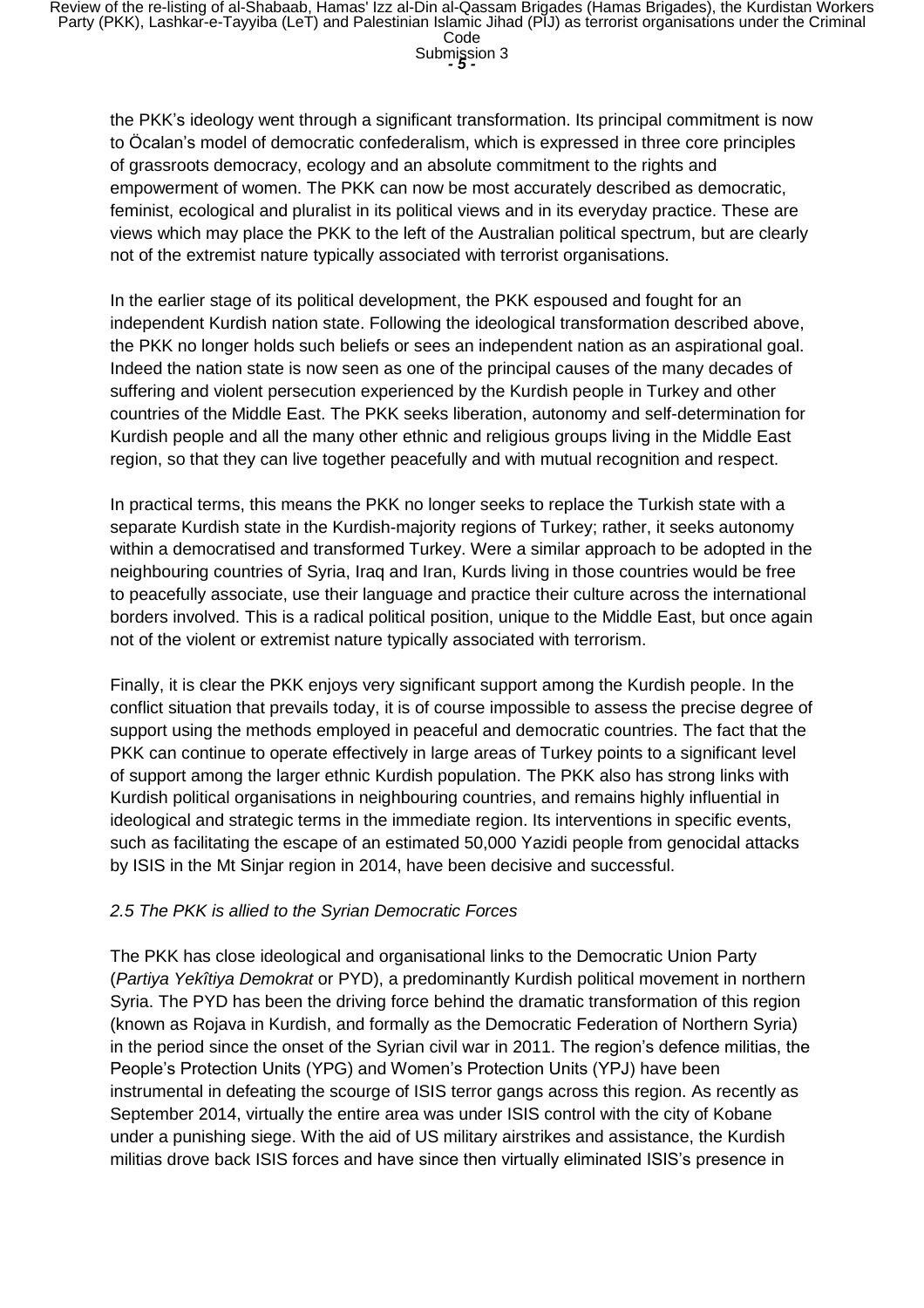the PKK's ideology went through a significant transformation. Its principal commitment is now to Öcalan's model of democratic confederalism, which is expressed in three core principles of grassroots democracy, ecology and an absolute commitment to the rights and empowerment of women. The PKK can now be most accurately described as democratic, feminist, ecological and pluralist in its political views and in its everyday practice. These are views which may place the PKK to the left of the Australian political spectrum, but are clearly not of the extremist nature typically associated with terrorist organisations.

In the earlier stage of its political development, the PKK espoused and fought for an independent Kurdish nation state. Following the ideological transformation described above, the PKK no longer holds such beliefs or sees an independent nation as an aspirational goal. Indeed the nation state is now seen as one of the principal causes of the many decades of suffering and violent persecution experienced by the Kurdish people in Turkey and other countries of the Middle East. The PKK seeks liberation, autonomy and self-determination for Kurdish people and all the many other ethnic and religious groups living in the Middle East region, so that they can live together peacefully and with mutual recognition and respect.

In practical terms, this means the PKK no longer seeks to replace the Turkish state with a separate Kurdish state in the Kurdish-majority regions of Turkey; rather, it seeks autonomy within a democratised and transformed Turkey. Were a similar approach to be adopted in the neighbouring countries of Syria, Iraq and Iran, Kurds living in those countries would be free to peacefully associate, use their language and practice their culture across the international borders involved. This is a radical political position, unique to the Middle East, but once again not of the violent or extremist nature typically associated with terrorism.

Finally, it is clear the PKK enjoys very significant support among the Kurdish people. In the conflict situation that prevails today, it is of course impossible to assess the precise degree of support using the methods employed in peaceful and democratic countries. The fact that the PKK can continue to operate effectively in large areas of Turkey points to a significant level of support among the larger ethnic Kurdish population. The PKK also has strong links with Kurdish political organisations in neighbouring countries, and remains highly influential in ideological and strategic terms in the immediate region. Its interventions in specific events, such as facilitating the escape of an estimated 50,000 Yazidi people from genocidal attacks by ISIS in the Mt Sinjar region in 2014, have been decisive and successful.

*2.5 The PKK is allied to the Syrian Democratic Forces*

The PKK has close ideological and organisational links to the Democratic Union Party (*Partiya Yekîtiya Demokrat* or PYD), a predominantly Kurdish political movement in northern Syria. The PYD has been the driving force behind the dramatic transformation of this region (known as Rojava in Kurdish, and formally as the Democratic Federation of Northern Syria) in the period since the onset of the Syrian civil war in 2011. The region's defence militias, the People's Protection Units (YPG) and Women's Protection Units (YPJ) have been instrumental in defeating the scourge of ISIS terror gangs across this region. As recently as September 2014, virtually the entire area was under ISIS control with the city of Kobane under a punishing siege. With the aid of US military airstrikes and assistance, the Kurdish militias drove back ISIS forces and have since then virtually eliminated ISIS's presence in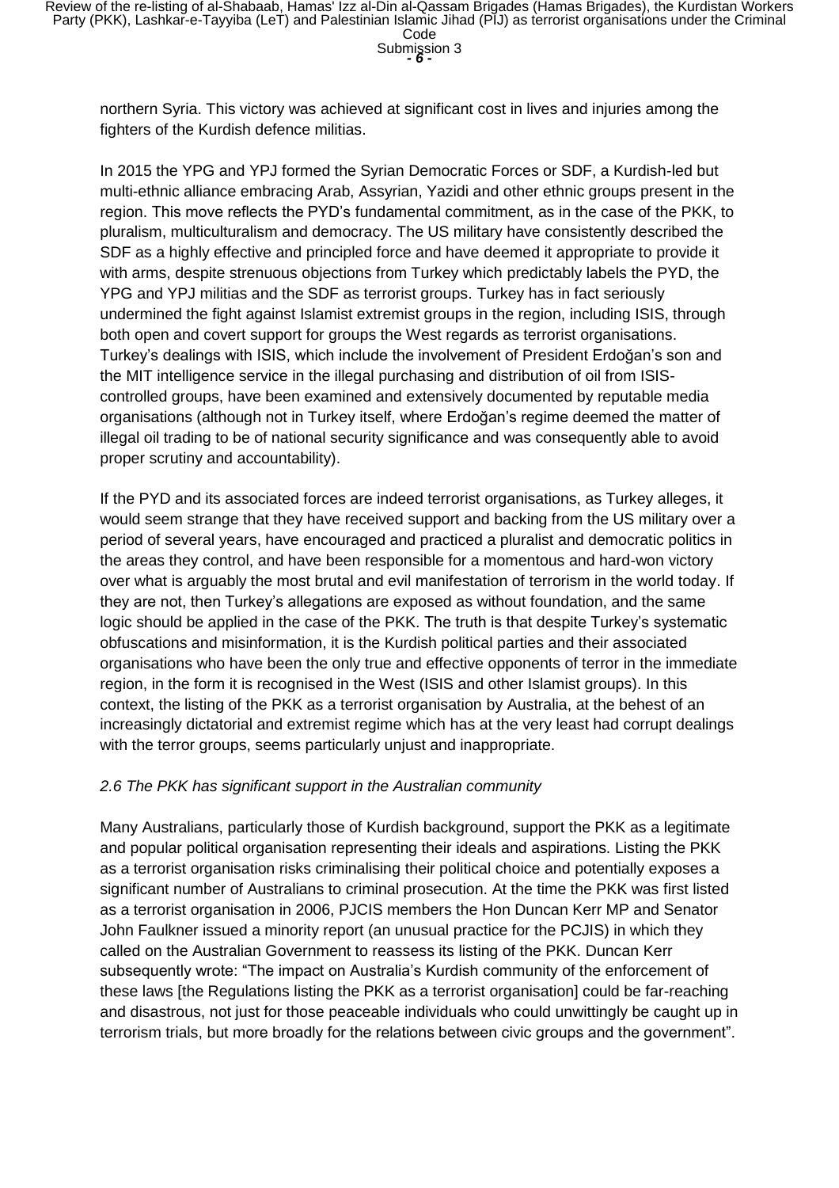northern Syria. This victory was achieved at significant cost in lives and injuries among the fighters of the Kurdish defence militias.

In 2015 the YPG and YPJ formed the Syrian Democratic Forces or SDF, a Kurdish-led but multi-ethnic alliance embracing Arab, Assyrian, Yazidi and other ethnic groups present in the region. This move reflects the PYD's fundamental commitment, as in the case of the PKK, to pluralism, multiculturalism and democracy. The US military have consistently described the SDF as a highly effective and principled force and have deemed it appropriate to provide it with arms, despite strenuous objections from Turkey which predictably labels the PYD, the YPG and YPJ militias and the SDF as terrorist groups. Turkey has in fact seriously undermined the fight against Islamist extremist groups in the region, including ISIS, through both open and covert support for groups the West regards as terrorist organisations. Turkey's dealings with ISIS, which include the involvement of President Erdoğan's son and the MIT intelligence service in the illegal purchasing and distribution of oil from ISIS-controlled groups, have been examined and extensively documented by reputable media organisations (although not in Turkey itself, where Erdoğan's regime deemed the matter of illegal oil trading to be of national security significance and was consequently able to avoid proper scrutiny and accountability).

If the PYD and its associated forces are indeed terrorist organisations, as Turkey alleges, it would seem strange that they have received support and backing from the US military over a period of several years, have encouraged and practiced a pluralist and democratic politics in the areas they control, and have been responsible for a momentous and hard-won victory over what is arguably the most brutal and evil manifestation of terrorism in the world today. If they are not, then Turkey's allegations are exposed as without foundation, and the same logic should be applied in the case of the PKK. The truth is that despite Turkey's systematic obfuscations and misinformation, it is the Kurdish political parties and their associated organisations who have been the only true and effective opponents of terror in the immediate region, in the form it is recognised in the West (ISIS and other Islamist groups). In this context, the listing of the PKK as a terrorist organisation by Australia, at the behest of an increasingly dictatorial and extremist regime which has at the very least had corrupt dealings with the terror groups, seems particularly unjust and inappropriate.

*2.6 The PKK has significant support in the Australian community*

Many Australians, particularly those of Kurdish background, support the PKK as a legitimate and popular political organisation representing their ideals and aspirations. Listing the PKK as a terrorist organisation risks criminalising their political choice and potentially exposes a significant number of Australians to criminal prosecution. At the time the PKK was first listed as a terrorist organisation in 2006, PJCIS members the Hon Duncan Kerr MP and Senator John Faulkner issued a minority report (an unusual practice for the PCJIS) in which they called on the Australian Government to reassess its listing of the PKK. Duncan Kerr subsequently wrote: "The impact on Australia's Kurdish community of the enforcement of these laws [the Regulations listing the PKK as a terrorist organisation] could be far-reaching and disastrous, not just for those peaceable individuals who could unwittingly be caught up in terrorism trials, but more broadly for the relations between civic groups and the government".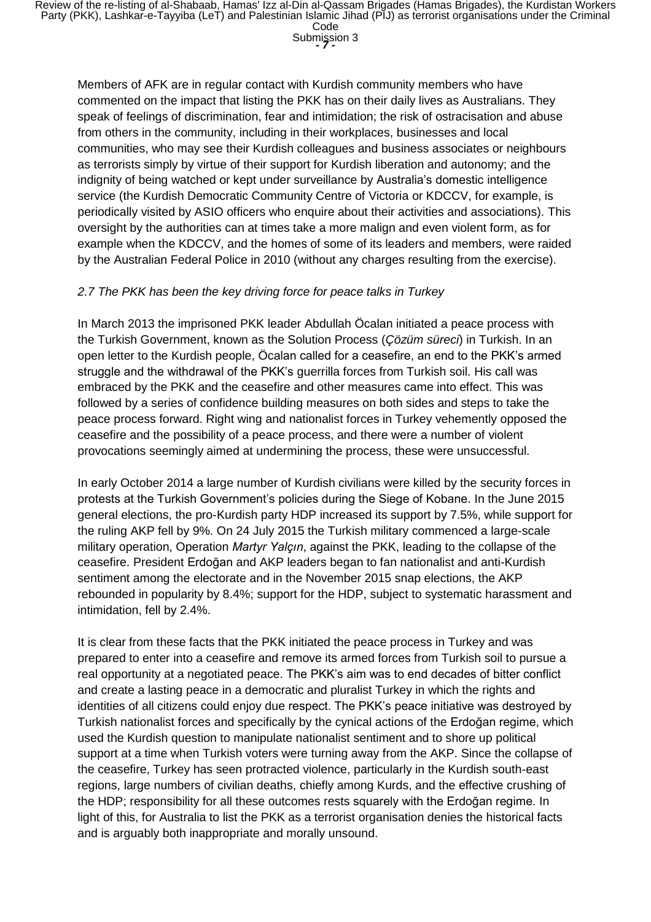Members of AFK are in regular contact with Kurdish community members who have commented on the impact that listing the PKK has on their daily lives as Australians. They speak of feelings of discrimination, fear and intimidation; the risk of ostracisation and abuse from others in the community, including in their workplaces, businesses and local communities, who may see their Kurdish colleagues and business associates or neighbours as terrorists simply by virtue of their support for Kurdish liberation and autonomy; and the indignity of being watched or kept under surveillance by Australia's domestic intelligence service (the Kurdish Democratic Community Centre of Victoria or KDCCV, for example, is periodically visited by ASIO officers who enquire about their activities and associations). This oversight by the authorities can at times take a more malign and even violent form, as for example when the KDCCV, and the homes of some of its leaders and members, were raided by the Australian Federal Police in 2010 (without any charges resulting from the exercise).

*2.7 The PKK has been the key driving force for peace talks in Turkey*

In March 2013 the imprisoned PKK leader Abdullah Öcalan initiated a peace process with the Turkish Government, known as the Solution Process (*Çözüm süreci*) in Turkish. In an open letter to the Kurdish people, Öcalan called for a ceasefire, an end to the PKK's armed struggle and the withdrawal of the PKK's guerrilla forces from Turkish soil. His call was embraced by the PKK and the ceasefire and other measures came into effect. This was followed by a series of confidence building measures on both sides and steps to take the peace process forward. Right wing and nationalist forces in Turkey vehemently opposed the ceasefire and the possibility of a peace process, and there were a number of violent provocations seemingly aimed at undermining the process, these were unsuccessful.

In early October 2014 a large number of Kurdish civilians were killed by the security forces in protests at the Turkish Government's policies during the Siege of Kobane. In the June 2015 general elections, the pro-Kurdish party HDP increased its support by 7.5%, while support for the ruling AKP fell by 9%. On 24 July 2015 the Turkish military commenced a large-scale military operation, Operation *Martyr Yalçın*, against the PKK, leading to the collapse of the ceasefire. President Erdoğan and AKP leaders began to fan nationalist and anti-Kurdish sentiment among the electorate and in the November 2015 snap elections, the AKP rebounded in popularity by 8.4%; support for the HDP, subject to systematic harassment and intimidation, fell by 2.4%.

It is clear from these facts that the PKK initiated the peace process in Turkey and was prepared to enter into a ceasefire and remove its armed forces from Turkish soil to pursue a real opportunity at a negotiated peace. The PKK's aim was to end decades of bitter conflict and create a lasting peace in a democratic and pluralist Turkey in which the rights and identities of all citizens could enjoy due respect. The PKK's peace initiative was destroyed by Turkish nationalist forces and specifically by the cynical actions of the Erdoğan regime, which used the Kurdish question to manipulate nationalist sentiment and to shore up political support at a time when Turkish voters were turning away from the AKP. Since the collapse of the ceasefire, Turkey has seen protracted violence, particularly in the Kurdish south-east regions, large numbers of civilian deaths, chiefly among Kurds, and the effective crushing of the HDP; responsibility for all these outcomes rests squarely with the Erdoğan regime. In light of this, for Australia to list the PKK as a terrorist organisation denies the historical facts and is arguably both inappropriate and morally unsound.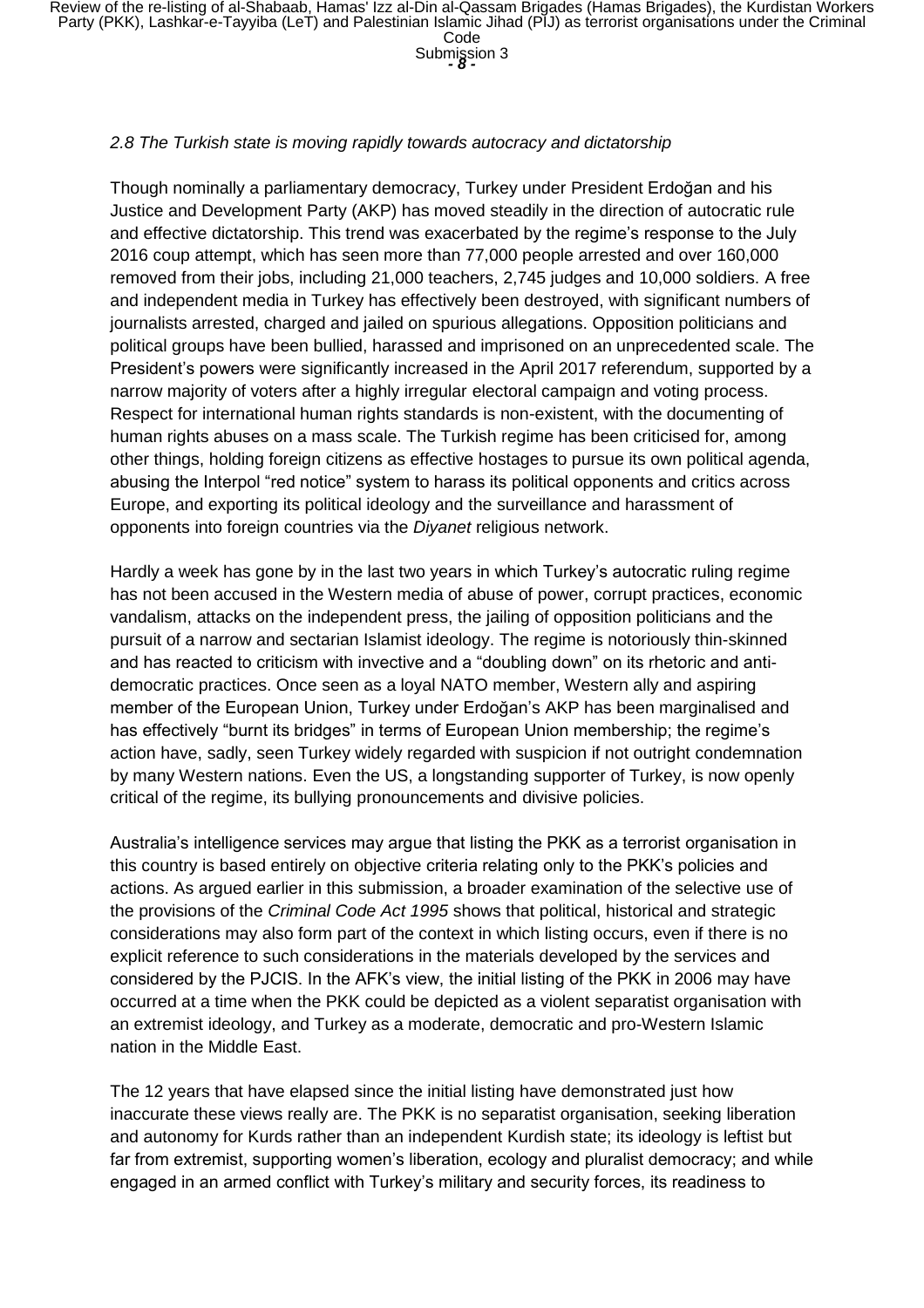*2.8 The Turkish state is moving rapidly towards autocracy and dictatorship*

Though nominally a parliamentary democracy, Turkey under President Erdoğan and his Justice and Development Party (AKP) has moved steadily in the direction of autocratic rule and effective dictatorship. This trend was exacerbated by the regime's response to the July 2016 coup attempt, which has seen more than 77,000 people arrested and over 160,000 removed from their jobs, including 21,000 teachers, 2,745 judges and 10,000 soldiers. A free and independent media in Turkey has effectively been destroyed, with significant numbers of journalists arrested, charged and jailed on spurious allegations. Opposition politicians and political groups have been bullied, harassed and imprisoned on an unprecedented scale. The President's powers were significantly increased in the April 2017 referendum, supported by a narrow majority of voters after a highly irregular electoral campaign and voting process. Respect for international human rights standards is non-existent, with the documenting of human rights abuses on a mass scale. The Turkish regime has been criticised for, among other things, holding foreign citizens as effective hostages to pursue its own political agenda, abusing the Interpol "red notice" system to harass its political opponents and critics across Europe, and exporting its political ideology and the surveillance and harassment of opponents into foreign countries via the *Diyanet* religious network.

Hardly a week has gone by in the last two years in which Turkey's autocratic ruling regime has not been accused in the Western media of abuse of power, corrupt practices, economic vandalism, attacks on the independent press, the jailing of opposition politicians and the pursuit of a narrow and sectarian Islamist ideology. The regime is notoriously thin-skinned and has reacted to criticism with invective and a "doubling down" on its rhetoric and anti-democratic practices. Once seen as a loyal NATO member, Western ally and aspiring member of the European Union, Turkey under Erdoğan's AKP has been marginalised and has effectively "burnt its bridges" in terms of European Union membership; the regime's action have, sadly, seen Turkey widely regarded with suspicion if not outright condemnation by many Western nations. Even the US, a longstanding supporter of Turkey, is now openly critical of the regime, its bullying pronouncements and divisive policies.

Australia's intelligence services may argue that listing the PKK as a terrorist organisation in this country is based entirely on objective criteria relating only to the PKK's policies and actions. As argued earlier in this submission, a broader examination of the selective use of the provisions of the *Criminal Code Act 1995* shows that political, historical and strategic considerations may also form part of the context in which listing occurs, even if there is no explicit reference to such considerations in the materials developed by the services and considered by the PJCIS. In the AFK's view, the initial listing of the PKK in 2006 may have occurred at a time when the PKK could be depicted as a violent separatist organisation with an extremist ideology, and Turkey as a moderate, democratic and pro-Western Islamic nation in the Middle East.

The 12 years that have elapsed since the initial listing have demonstrated just how inaccurate these views really are. The PKK is no separatist organisation, seeking liberation and autonomy for Kurds rather than an independent Kurdish state; its ideology is leftist but far from extremist, supporting women's liberation, ecology and pluralist democracy; and while engaged in an armed conflict with Turkey's military and security forces, its readiness to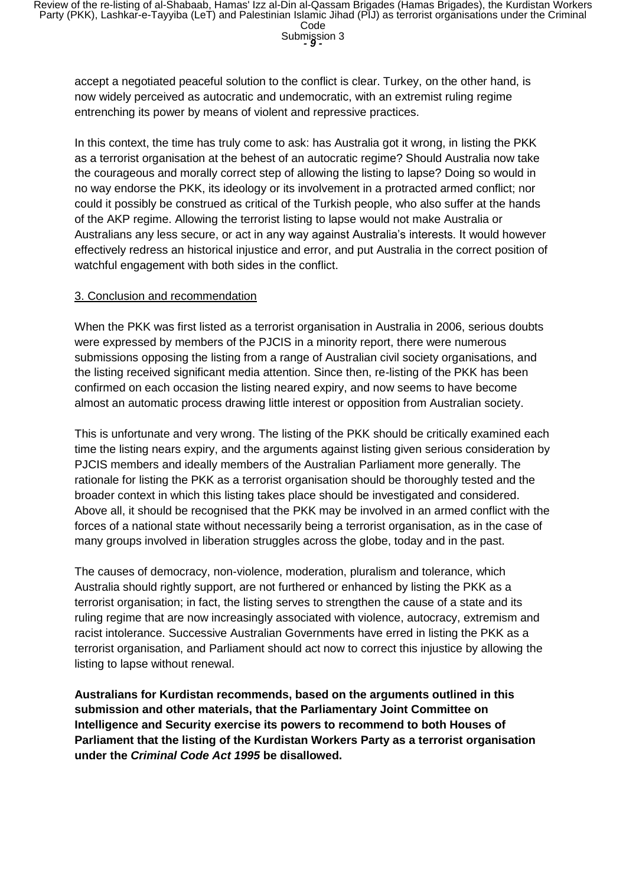accept a negotiated peaceful solution to the conflict is clear. Turkey, on the other hand, is now widely perceived as autocratic and undemocratic, with an extremist ruling regime entrenching its power by means of violent and repressive practices.

In this context, the time has truly come to ask: has Australia got it wrong, in listing the PKK as a terrorist organisation at the behest of an autocratic regime? Should Australia now take the courageous and morally correct step of allowing the listing to lapse? Doing so would in no way endorse the PKK, its ideology or its involvement in a protracted armed conflict; nor could it possibly be construed as critical of the Turkish people, who also suffer at the hands of the AKP regime. Allowing the terrorist listing to lapse would not make Australia or Australians any less secure, or act in any way against Australia's interests. It would however effectively redress an historical injustice and error, and put Australia in the correct position of watchful engagement with both sides in the conflict.

## 3. Conclusion and recommendation

When the PKK was first listed as a terrorist organisation in Australia in 2006, serious doubts were expressed by members of the PJCIS in a minority report, there were numerous submissions opposing the listing from a range of Australian civil society organisations, and the listing received significant media attention. Since then, re-listing of the PKK has been confirmed on each occasion the listing neared expiry, and now seems to have become almost an automatic process drawing little interest or opposition from Australian society.

This is unfortunate and very wrong. The listing of the PKK should be critically examined each time the listing nears expiry, and the arguments against listing given serious consideration by PJCIS members and ideally members of the Australian Parliament more generally. The rationale for listing the PKK as a terrorist organisation should be thoroughly tested and the broader context in which this listing takes place should be investigated and considered. Above all, it should be recognised that the PKK may be involved in an armed conflict with the forces of a national state without necessarily being a terrorist organisation, as in the case of many groups involved in liberation struggles across the globe, today and in the past.

The causes of democracy, non-violence, moderation, pluralism and tolerance, which Australia should rightly support, are not furthered or enhanced by listing the PKK as a terrorist organisation; in fact, the listing serves to strengthen the cause of a state and its ruling regime that are now increasingly associated with violence, autocracy, extremism and racist intolerance. Successive Australian Governments have erred in listing the PKK as a terrorist organisation, and Parliament should act now to correct this injustice by allowing the listing to lapse without renewal.

**Australians for Kurdistan recommends, based on the arguments outlined in this submission and other materials, that the Parliamentary Joint Committee on Intelligence and Security exercise its powers to recommend to both Houses of Parliament that the listing of the Kurdistan Workers Party as a terrorist organisation under the *Criminal Code Act 1995* be disallowed.**